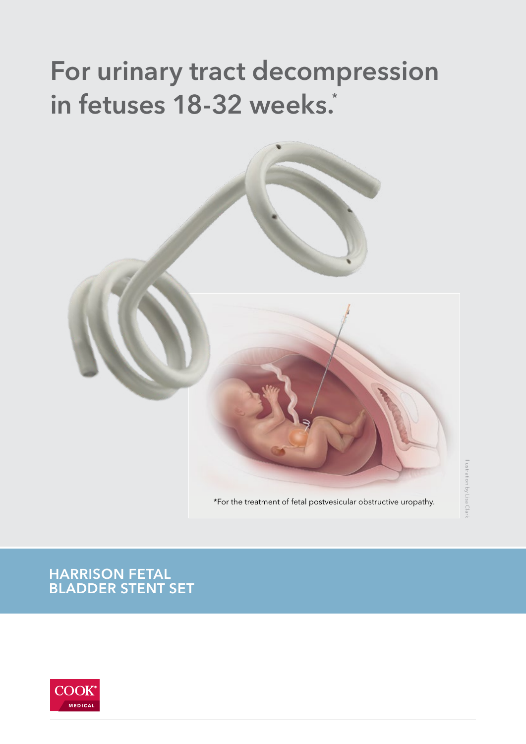# For urinary tract decompression in fetuses 18-32 weeks.*

*For the treatment of fetal postvesicular obstructive uropathy.

Illustration by Lisa Clark

## HARRISON FETAL BLADDER STENT SET

COOK MEDICAL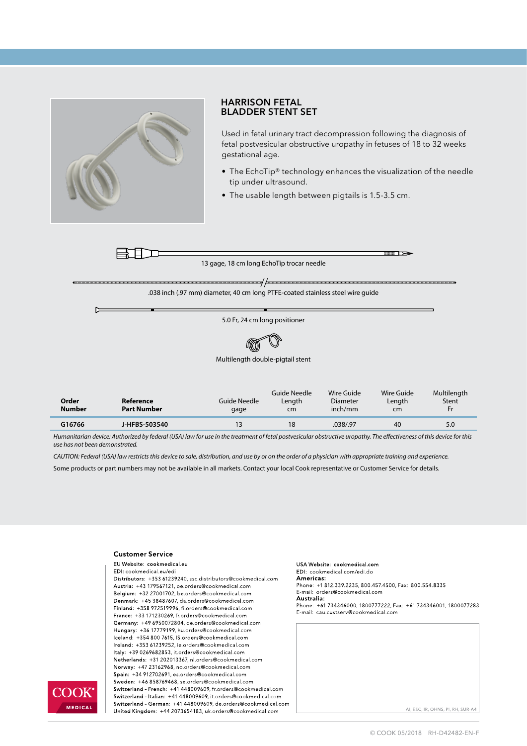## HARRISON FETAL BLADDER STENT SET

Used in fetal urinary tract decompression following the diagnosis of fetal postvesicular obstructive uropathy in fetuses of 18 to 32 weeks gestational age.

- The EchoTip® technology enhances the visualization of the needle tip under ultrasound.
- The usable length between pigtails is 1.5-3.5 cm.

13 gage, 18 cm long EchoTip trocar needle

.038 inch (.97 mm) diameter, 40 cm long PTFE-coated stainless steel wire guide

5.0 Fr, 24 cm long positioner

Multilength double-pigtail stent

| Order Number | Reference Part Number | Guide Needle gage | Guide Needle Length cm | Wire Guide Diameter inch/mm | Wire Guide Length cm | Multilength Stent Fr |
|---|---|---|---|---|---|---|
| G16766 | J-HFBS-503540 | 13 | 18 | .038/.97 | 40 | 5.0 |

*Humanitarian device: Authorized by federal (USA) law for use in the treatment of fetal postvesicular obstructive uropathy. The effectiveness of this device for this use has not been demonstrated.*

*CAUTION: Federal (USA) law restricts this device to sale, distribution, and use by or on the order of a physician with appropriate training and experience.*

Some products or part numbers may not be available in all markets. Contact your local Cook representative or Customer Service for details.

### Customer Service

EU Website: **cookmedical.eu**
EDI: cookmedical.eu/edi
**Distributors:** +353 61239240, ssc.distributors@cookmedical.com
**Austria:** +43 179567121, oe.orders@cookmedical.com
**Belgium:** +32 27001702, be.orders@cookmedical.com
**Denmark:** +45 38487607, da.orders@cookmedical.com
**Finland:** +358 972519996, fi.orders@cookmedical.com
**France:** +33 171230269, fr.orders@cookmedical.com
**Germany:** +49 6950072804, de.orders@cookmedical.com
**Hungary:** +36 17779199, hu.orders@cookmedical.com
**Iceland:** +354 800 7615, IS.orders@cookmedical.com
**Ireland:** +353 61239252, ie.orders@cookmedical.com
**Italy:** +39 0269682853, it.orders@cookmedical.com
**Netherlands:** +31 202013367, nl.orders@cookmedical.com
**Norway:** +47 23162968, no.orders@cookmedical.com
**Spain:** +34 912702691, es.orders@cookmedical.com
**Sweden:** +46 858769468, se.orders@cookmedical.com
**Switzerland - French:** +41 448009609, fr.orders@cookmedical.com
**Switzerland - Italian:** +41 448009609, it.orders@cookmedical.com
**Switzerland - German:** +41 448009609, de.orders@cookmedical.com
**United Kingdom:** +44 2073654183, uk.orders@cookmedical.com

USA Website: **cookmedical.com**
EDI: cookmedical.com/edi.do
**Americas:**
Phone: +1 812.339.2235, 800.457.4500, Fax: 800.554.8335
E-mail: orders@cookmedical.com
**Australia:**
Phone: +61 734346000, 1800777222, Fax: +61 734346001, 1800077283
E-mail: cau.custserv@cookmedical.com

AI, ESC, IR, OHNS, PI, RH, SUR-A4

COOK® MEDICAL

© COOK 05/2018 RH-D42482-EN-F